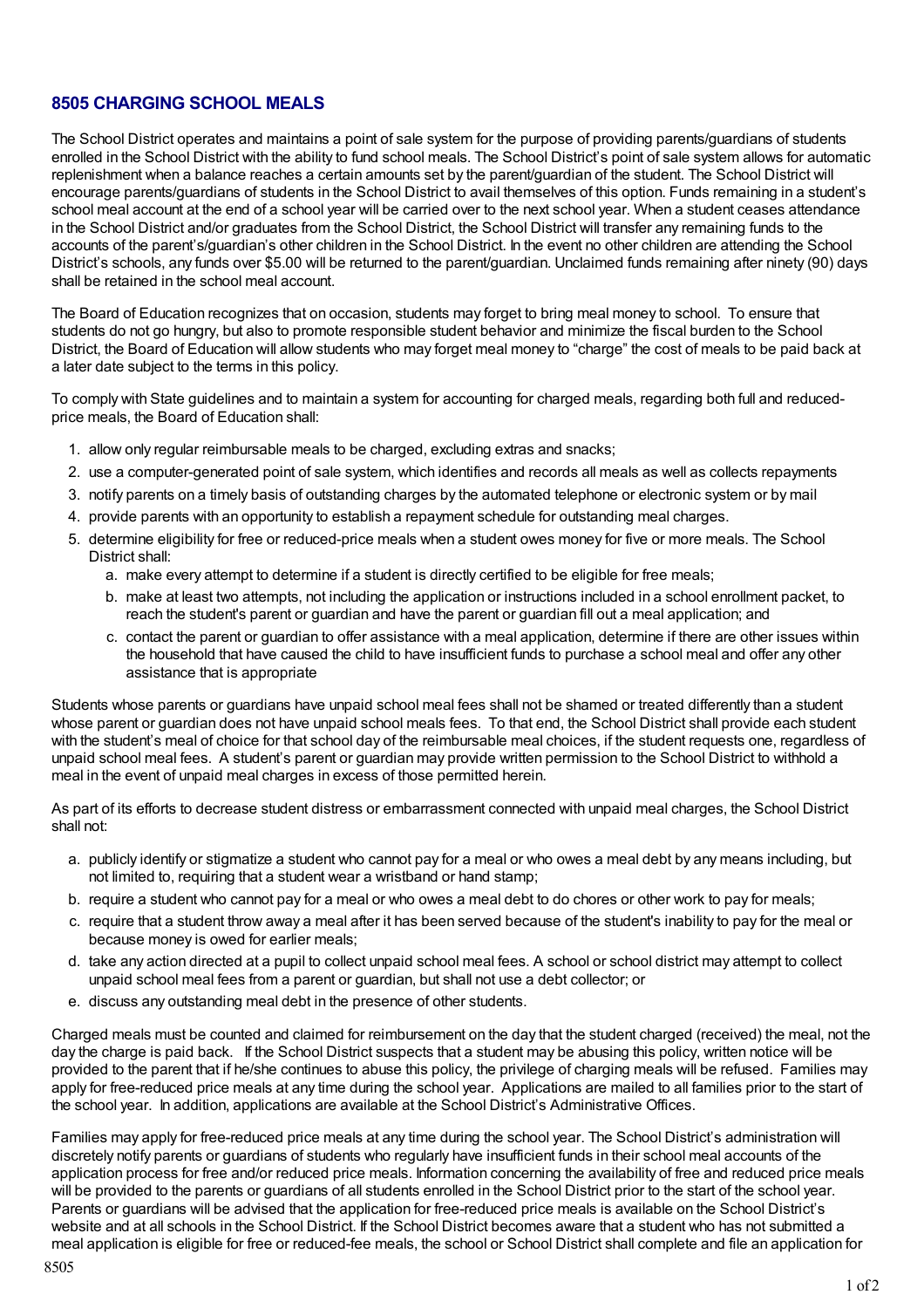## 8505 CHARGING SCHOOL MEALS

The School District operates and maintains a point of sale system for the purpose of providing parents/guardians of students enrolled in the School District with the ability to fund school meals. The School District's point of sale system allows for automatic replenishment when a balance reaches a certain amounts set by the parent/guardian of the student. The School District will encourage parents/guardians of students in the School District to avail themselves of this option. Funds remaining in a student's school meal account at the end of a school year will be carried over to the next school year. When a student ceases attendance in the School District and/or graduates from the School District, the School District will transfer any remaining funds to the accounts of the parent's/guardian's other children in the School District. In the event no other children are attending the School District's schools, any funds over $5.00 will be returned to the parent/guardian. Unclaimed funds remaining after ninety (90) days shall be retained in the school meal account.

The Board of Education recognizes that on occasion, students may forget to bring meal money to school. To ensure that students do not go hungry, but also to promote responsible student behavior and minimize the fiscal burden to the School District, the Board of Education will allow students who may forget meal money to "charge" the cost of meals to be paid back at a later date subject to the terms in this policy.

To comply with State guidelines and to maintain a system for accounting for charged meals, regarding both full and reduced-price meals, the Board of Education shall:

1. allow only regular reimbursable meals to be charged, excluding extras and snacks;
2. use a computer-generated point of sale system, which identifies and records all meals as well as collects repayments
3. notify parents on a timely basis of outstanding charges by the automated telephone or electronic system or by mail
4. provide parents with an opportunity to establish a repayment schedule for outstanding meal charges.
5. determine eligibility for free or reduced-price meals when a student owes money for five or more meals. The School District shall:
   a. make every attempt to determine if a student is directly certified to be eligible for free meals;
   b. make at least two attempts, not including the application or instructions included in a school enrollment packet, to reach the student's parent or guardian and have the parent or guardian fill out a meal application; and
   c. contact the parent or guardian to offer assistance with a meal application, determine if there are other issues within the household that have caused the child to have insufficient funds to purchase a school meal and offer any other assistance that is appropriate

Students whose parents or guardians have unpaid school meal fees shall not be shamed or treated differently than a student whose parent or guardian does not have unpaid school meals fees. To that end, the School District shall provide each student with the student's meal of choice for that school day of the reimbursable meal choices, if the student requests one, regardless of unpaid school meal fees. A student's parent or guardian may provide written permission to the School District to withhold a meal in the event of unpaid meal charges in excess of those permitted herein.

As part of its efforts to decrease student distress or embarrassment connected with unpaid meal charges, the School District shall not:

a. publicly identify or stigmatize a student who cannot pay for a meal or who owes a meal debt by any means including, but not limited to, requiring that a student wear a wristband or hand stamp;
b. require a student who cannot pay for a meal or who owes a meal debt to do chores or other work to pay for meals;
c. require that a student throw away a meal after it has been served because of the student's inability to pay for the meal or because money is owed for earlier meals;
d. take any action directed at a pupil to collect unpaid school meal fees. A school or school district may attempt to collect unpaid school meal fees from a parent or guardian, but shall not use a debt collector; or
e. discuss any outstanding meal debt in the presence of other students.

Charged meals must be counted and claimed for reimbursement on the day that the student charged (received) the meal, not the day the charge is paid back. If the School District suspects that a student may be abusing this policy, written notice will be provided to the parent that if he/she continues to abuse this policy, the privilege of charging meals will be refused. Families may apply for free-reduced price meals at any time during the school year. Applications are mailed to all families prior to the start of the school year. In addition, applications are available at the School District's Administrative Offices.

Families may apply for free-reduced price meals at any time during the school year. The School District's administration will discretely notify parents or guardians of students who regularly have insufficient funds in their school meal accounts of the application process for free and/or reduced price meals. Information concerning the availability of free and reduced price meals will be provided to the parents or guardians of all students enrolled in the School District prior to the start of the school year. Parents or guardians will be advised that the application for free-reduced price meals is available on the School District's website and at all schools in the School District. If the School District becomes aware that a student who has not submitted a meal application is eligible for free or reduced-fee meals, the school or School District shall complete and file an application for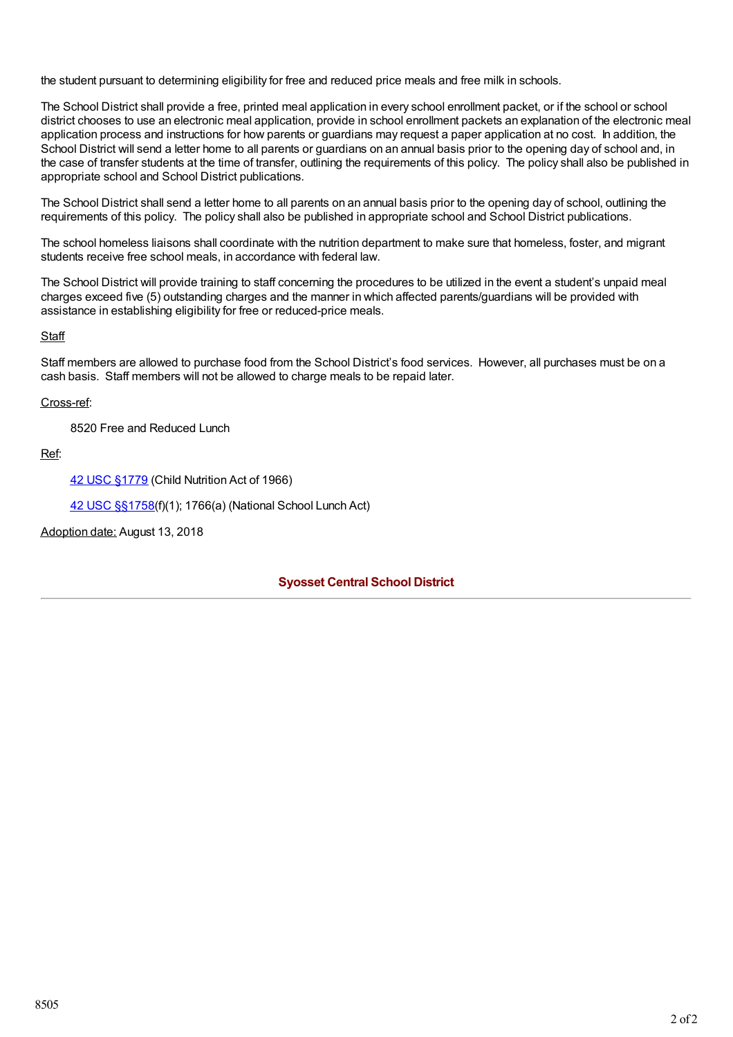the student pursuant to determining eligibility for free and reduced price meals and free milk in schools.

The School District shall provide a free, printed meal application in every school enrollment packet, or if the school or school district chooses to use an electronic meal application, provide in school enrollment packets an explanation of the electronic meal application process and instructions for how parents or guardians may request a paper application at no cost. In addition, the School District will send a letter home to all parents or guardians on an annual basis prior to the opening day of school and, in the case of transfer students at the time of transfer, outlining the requirements of this policy. The policy shall also be published in appropriate school and School District publications.

The School District shall send a letter home to all parents on an annual basis prior to the opening day of school, outlining the requirements of this policy. The policy shall also be published in appropriate school and School District publications.

The school homeless liaisons shall coordinate with the nutrition department to make sure that homeless, foster, and migrant students receive free school meals, in accordance with federal law.

The School District will provide training to staff concerning the procedures to be utilized in the event a student's unpaid meal charges exceed five (5) outstanding charges and the manner in which affected parents/guardians will be provided with assistance in establishing eligibility for free or reduced-price meals.

Staff

Staff members are allowed to purchase food from the School District's food services. However, all purchases must be on a cash basis. Staff members will not be allowed to charge meals to be repaid later.

Cross-ref:

8520 Free and Reduced Lunch

Ref:

42 USC §1779 (Child Nutrition Act of 1966)

42 USC §§1758(f)(1); 1766(a) (National School Lunch Act)

Adoption date: August 13, 2018

**Syosset Central School District**